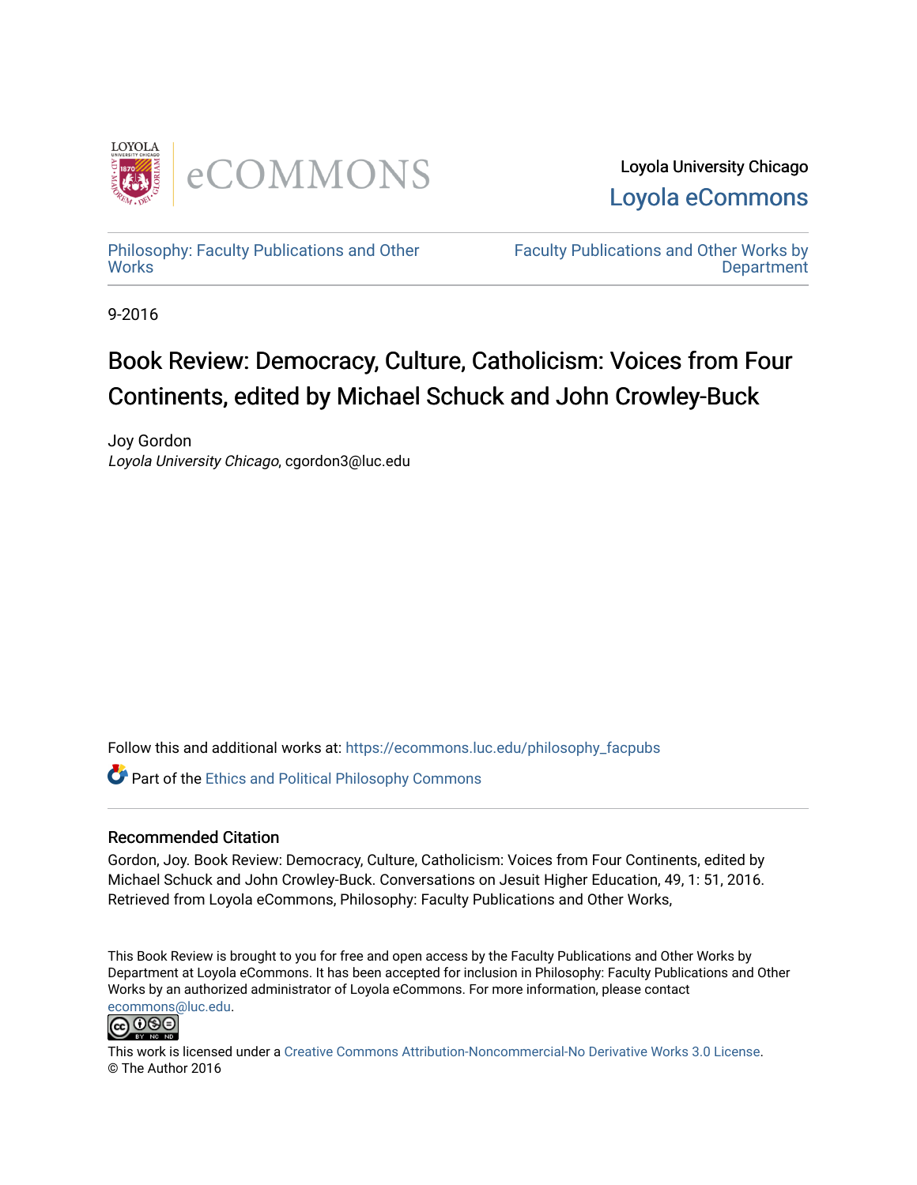Loyola University Chicago

Loyola eCommons

Philosophy: Faculty Publications and Other Works

Faculty Publications and Other Works by Department

9-2016

# Book Review: Democracy, Culture, Catholicism: Voices from Four Continents, edited by Michael Schuck and John Crowley-Buck

Joy Gordon

*Loyola University Chicago*, cgordon3@luc.edu

Follow this and additional works at: https://ecommons.luc.edu/philosophy_facpubs

Part of the Ethics and Political Philosophy Commons

## Recommended Citation

Gordon, Joy. Book Review: Democracy, Culture, Catholicism: Voices from Four Continents, edited by Michael Schuck and John Crowley-Buck. Conversations on Jesuit Higher Education, 49, 1: 51, 2016. Retrieved from Loyola eCommons, Philosophy: Faculty Publications and Other Works,

This Book Review is brought to you for free and open access by the Faculty Publications and Other Works by Department at Loyola eCommons. It has been accepted for inclusion in Philosophy: Faculty Publications and Other Works by an authorized administrator of Loyola eCommons. For more information, please contact ecommons@luc.edu.

This work is licensed under a Creative Commons Attribution-Noncommercial-No Derivative Works 3.0 License.
© The Author 2016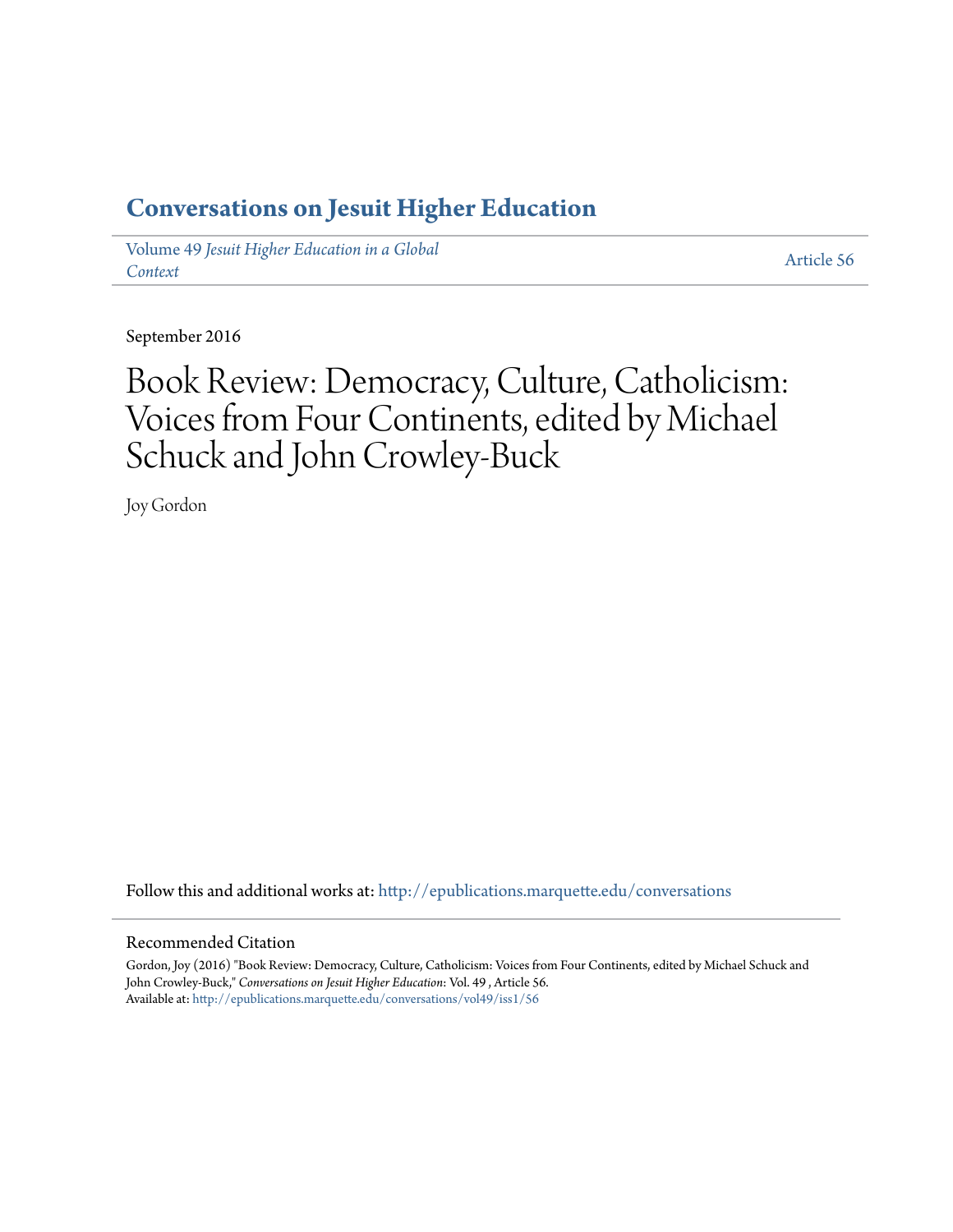# Conversations on Jesuit Higher Education

Volume 49 *Jesuit Higher Education in a Global Context*

Article 56

September 2016

# Book Review: Democracy, Culture, Catholicism: Voices from Four Continents, edited by Michael Schuck and John Crowley-Buck

Joy Gordon

Follow this and additional works at: http://epublications.marquette.edu/conversations

## Recommended Citation

Gordon, Joy (2016) "Book Review: Democracy, Culture, Catholicism: Voices from Four Continents, edited by Michael Schuck and John Crowley-Buck," *Conversations on Jesuit Higher Education*: Vol. 49 , Article 56.
Available at: http://epublications.marquette.edu/conversations/vol49/iss1/56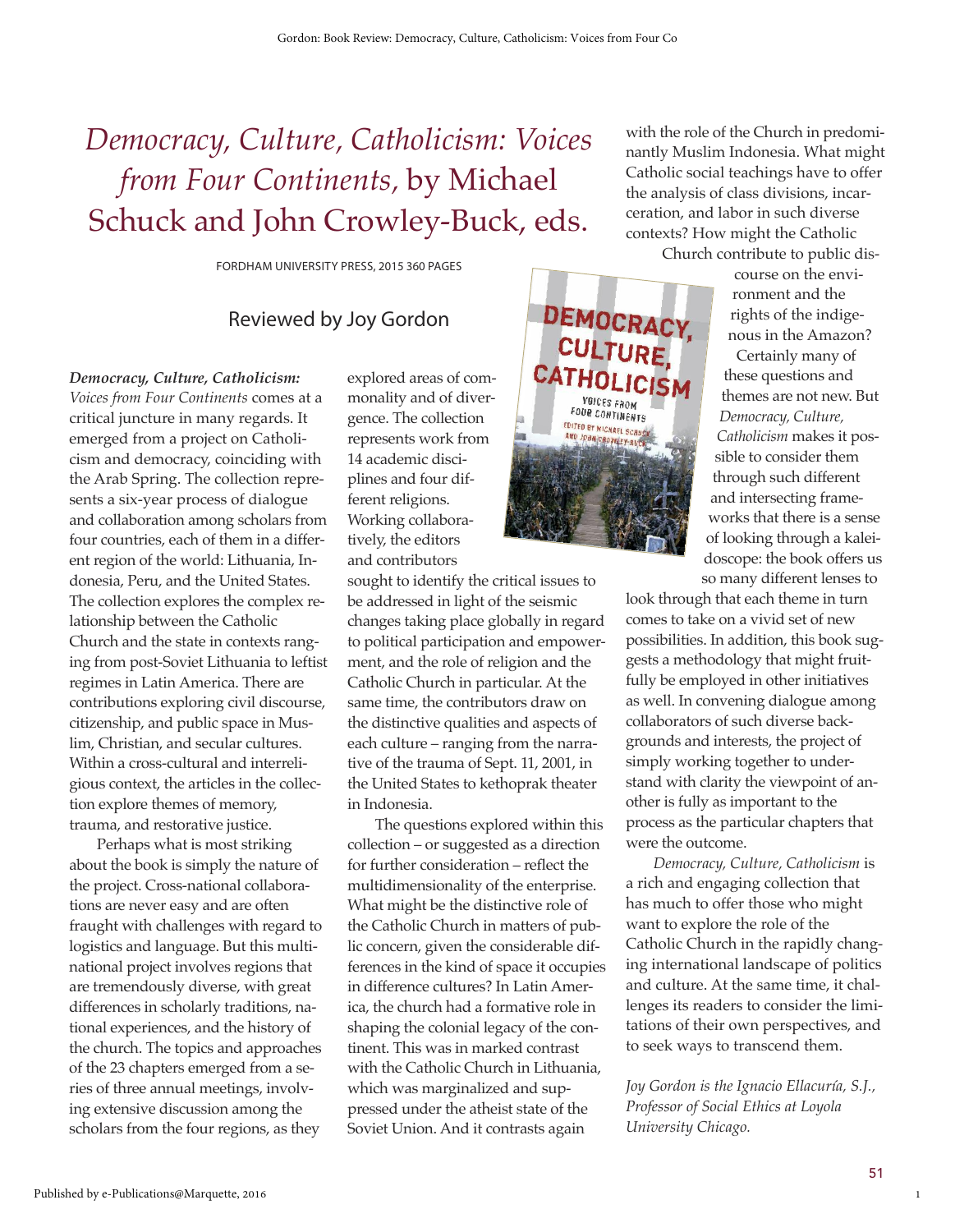# *Democracy, Culture, Catholicism: Voices from Four Continents*, by Michael Schuck and John Crowley-Buck, eds.

FORDHAM UNIVERSITY PRESS, 2015 360 PAGES

## Reviewed by Joy Gordon

***Democracy, Culture, Catholicism:*** *Voices from Four Continents* comes at a critical juncture in many regards. It emerged from a project on Catholicism and democracy, coinciding with the Arab Spring. The collection represents a six-year process of dialogue and collaboration among scholars from four countries, each of them in a different region of the world: Lithuania, Indonesia, Peru, and the United States. The collection explores the complex relationship between the Catholic Church and the state in contexts ranging from post-Soviet Lithuania to leftist regimes in Latin America. There are contributions exploring civil discourse, citizenship, and public space in Muslim, Christian, and secular cultures. Within a cross-cultural and interreligious context, the articles in the collection explore themes of memory, trauma, and restorative justice.

Perhaps what is most striking about the book is simply the nature of the project. Cross-national collaborations are never easy and are often fraught with challenges with regard to logistics and language. But this multinational project involves regions that are tremendously diverse, with great differences in scholarly traditions, national experiences, and the history of the church. The topics and approaches of the 23 chapters emerged from a series of three annual meetings, involving extensive discussion among the scholars from the four regions, as they explored areas of commonality and of divergence. The collection represents work from 14 academic disciplines and four different religions. Working collaboratively, the editors and contributors sought to identify the critical issues to be addressed in light of the seismic changes taking place globally in regard to political participation and empowerment, and the role of religion and the Catholic Church in particular. At the same time, the contributors draw on the distinctive qualities and aspects of each culture – ranging from the narrative of the trauma of Sept. 11, 2001, in the United States to kethoprak theater in Indonesia.

The questions explored within this collection – or suggested as a direction for further consideration – reflect the multidimensionality of the enterprise. What might be the distinctive role of the Catholic Church in matters of public concern, given the considerable differences in the kind of space it occupies in difference cultures? In Latin America, the church had a formative role in shaping the colonial legacy of the continent. This was in marked contrast with the Catholic Church in Lithuania, which was marginalized and suppressed under the atheist state of the Soviet Union. And it contrasts again with the role of the Church in predominantly Muslim Indonesia. What might Catholic social teachings have to offer the analysis of class divisions, incarceration, and labor in such diverse contexts? How might the Catholic Church contribute to public discourse on the environment and the rights of the indigenous in the Amazon?

Certainly many of these questions and themes are not new. But *Democracy, Culture, Catholicism* makes it possible to consider them through such different and intersecting frameworks that there is a sense of looking through a kaleidoscope: the book offers us so many different lenses to look through that each theme in turn comes to take on a vivid set of new possibilities. In addition, this book suggests a methodology that might fruitfully be employed in other initiatives as well. In convening dialogue among collaborators of such diverse backgrounds and interests, the project of simply working together to understand with clarity the viewpoint of another is fully as important to the process as the particular chapters that were the outcome.

*Democracy, Culture, Catholicism* is a rich and engaging collection that has much to offer those who might want to explore the role of the Catholic Church in the rapidly changing international landscape of politics and culture. At the same time, it challenges its readers to consider the limitations of their own perspectives, and to seek ways to transcend them.

*Joy Gordon is the Ignacio Ellacuría, S.J., Professor of Social Ethics at Loyola University Chicago.*